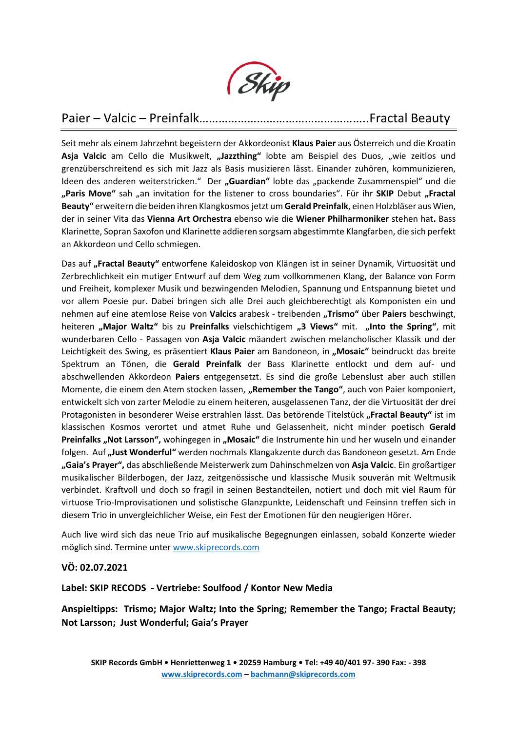# Paier – Valcic – Preinfalk…………………………………………….Fractal Beauty

Seit mehr als einem Jahrzehnt begeistern der Akkordeonist **Klaus Paier** aus Österreich und die Kroatin **Asja Valcic** am Cello die Musikwelt, **„Jazzthing"** lobte am Beispiel des Duos, „wie zeitlos und grenzüberschreitend es sich mit Jazz als Basis musizieren lässt. Einander zuhören, kommunizieren, Ideen des anderen weiterstricken." Der **„Guardian"** lobte das „packende Zusammenspiel" und die **„Paris Move"** sah „an invitation for the listener to cross boundaries". Für ihr **SKIP** Debut **„Fractal Beauty"** erweitern die beiden ihren Klangkosmos jetzt um **Gerald Preinfalk**, einen Holzbläser aus Wien, der in seiner Vita das **Vienna Art Orchestra** ebenso wie die **Wiener Philharmoniker** stehen hat**.** Bass Klarinette, Sopran Saxofon und Klarinette addieren sorgsam abgestimmte Klangfarben, die sich perfekt an Akkordeon und Cello schmiegen.

Das auf **„Fractal Beauty"** entworfene Kaleidoskop von Klängen ist in seiner Dynamik, Virtuosität und Zerbrechlichkeit ein mutiger Entwurf auf dem Weg zum vollkommenen Klang, der Balance von Form und Freiheit, komplexer Musik und bezwingenden Melodien, Spannung und Entspannung bietet und vor allem Poesie pur. Dabei bringen sich alle Drei auch gleichberechtigt als Komponisten ein und nehmen auf eine atemlose Reise von **Valcics** arabesk - treibenden **„Trismo"** über **Paiers** beschwingt, heiteren **„Major Waltz"** bis zu **Preinfalks** vielschichtigem **„3 Views"** mit. **„Into the Spring"**, mit wunderbaren Cello - Passagen von **Asja Valcic** mäandert zwischen melancholischer Klassik und der Leichtigkeit des Swing, es präsentiert **Klaus Paier** am Bandoneon, in **„Mosaic"** beindruckt das breite Spektrum an Tönen, die **Gerald Preinfalk** der Bass Klarinette entlockt und dem auf- und abschwellenden Akkordeon **Paiers** entgegensetzt. Es sind die große Lebenslust aber auch stillen Momente, die einem den Atem stocken lassen, **„Remember the Tango"**, auch von Paier komponiert, entwickelt sich von zarter Melodie zu einem heiteren, ausgelassenen Tanz, der die Virtuosität der drei Protagonisten in besonderer Weise erstrahlen lässt. Das betörende Titelstück **„Fractal Beauty"** ist im klassischen Kosmos verortet und atmet Ruhe und Gelassenheit, nicht minder poetisch **Gerald Preinfalks „Not Larsson",** wohingegen in **„Mosaic"** die Instrumente hin und her wuseln und einander folgen. Auf **„Just Wonderful"** werden nochmals Klangakzente durch das Bandoneon gesetzt. Am Ende **„Gaia's Prayer",** das abschließende Meisterwerk zum Dahinschmelzen von **Asja Valcic**. Ein großartiger musikalischer Bilderbogen, der Jazz, zeitgenössische und klassische Musik souverän mit Weltmusik verbindet. Kraftvoll und doch so fragil in seinen Bestandteilen, notiert und doch mit viel Raum für virtuose Trio-Improvisationen und solistische Glanzpunkte, Leidenschaft und Feinsinn treffen sich in diesem Trio in unvergleichlicher Weise, ein Fest der Emotionen für den neugierigen Hörer.

Auch live wird sich das neue Trio auf musikalische Begegnungen einlassen, sobald Konzerte wieder möglich sind. Termine unter www.skiprecords.com

**VÖ: 02.07.2021**

**Label: SKIP RECODS - Vertriebe: Soulfood / Kontor New Media**

**Anspieltipps: Trismo; Major Waltz; Into the Spring; Remember the Tango; Fractal Beauty; Not Larsson; Just Wonderful; Gaia's Prayer**

**SKIP Records GmbH • Henriettenweg 1 • 20259 Hamburg • Tel: +49 40/401 97- 390 Fax: - 398**
**www.skiprecords.com – bachmann@skiprecords.com**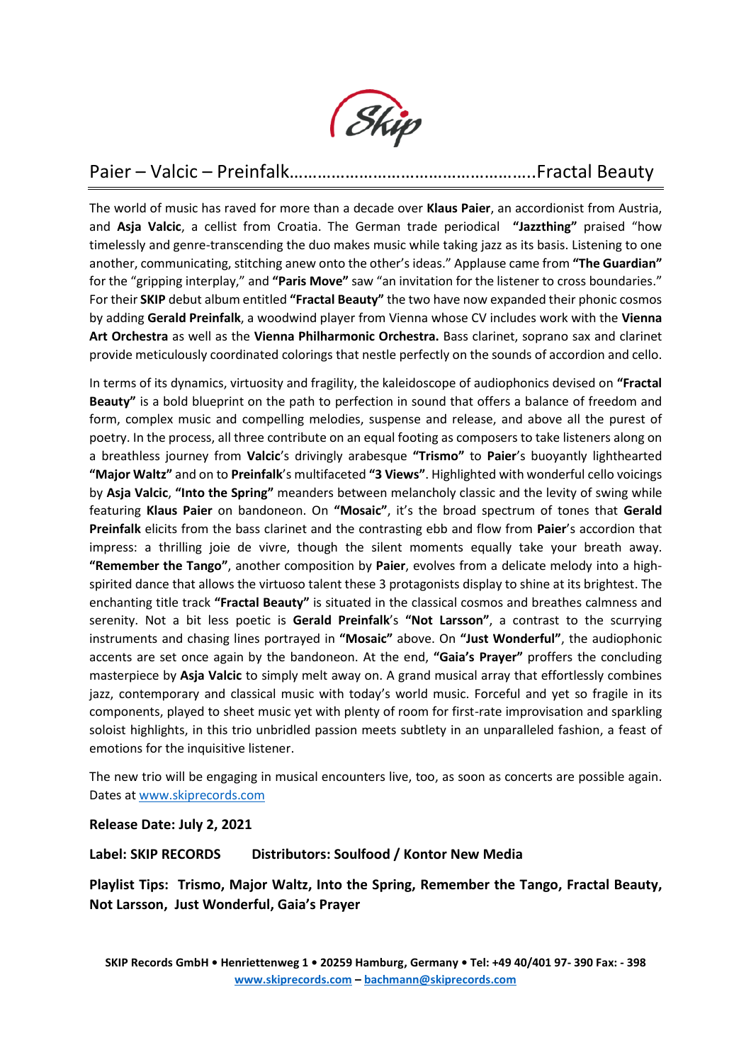Skip

# Paier – Valcic – Preinfalk……………………………………………..Fractal Beauty

The world of music has raved for more than a decade over **Klaus Paier**, an accordionist from Austria, and **Asja Valcic**, a cellist from Croatia. The German trade periodical **"Jazzthing"** praised "how timelessly and genre-transcending the duo makes music while taking jazz as its basis. Listening to one another, communicating, stitching anew onto the other's ideas." Applause came from **"The Guardian"** for the "gripping interplay," and **"Paris Move"** saw "an invitation for the listener to cross boundaries." For their **SKIP** debut album entitled **"Fractal Beauty"** the two have now expanded their phonic cosmos by adding **Gerald Preinfalk**, a woodwind player from Vienna whose CV includes work with the **Vienna Art Orchestra** as well as the **Vienna Philharmonic Orchestra.** Bass clarinet, soprano sax and clarinet provide meticulously coordinated colorings that nestle perfectly on the sounds of accordion and cello.

In terms of its dynamics, virtuosity and fragility, the kaleidoscope of audiophonics devised on **"Fractal Beauty"** is a bold blueprint on the path to perfection in sound that offers a balance of freedom and form, complex music and compelling melodies, suspense and release, and above all the purest of poetry. In the process, all three contribute on an equal footing as composers to take listeners along on a breathless journey from **Valcic**'s drivingly arabesque **"Trismo"** to **Paier**'s buoyantly lighthearted **"Major Waltz"** and on to **Preinfalk**'s multifaceted **"3 Views"**. Highlighted with wonderful cello voicings by **Asja Valcic**, **"Into the Spring"** meanders between melancholy classic and the levity of swing while featuring **Klaus Paier** on bandoneon. On **"Mosaic"**, it's the broad spectrum of tones that **Gerald Preinfalk** elicits from the bass clarinet and the contrasting ebb and flow from **Paier**'s accordion that impress: a thrilling joie de vivre, though the silent moments equally take your breath away. **"Remember the Tango"**, another composition by **Paier**, evolves from a delicate melody into a high-spirited dance that allows the virtuoso talent these 3 protagonists display to shine at its brightest. The enchanting title track **"Fractal Beauty"** is situated in the classical cosmos and breathes calmness and serenity. Not a bit less poetic is **Gerald Preinfalk**'s **"Not Larsson"**, a contrast to the scurrying instruments and chasing lines portrayed in **"Mosaic"** above. On **"Just Wonderful"**, the audiophonic accents are set once again by the bandoneon. At the end, **"Gaia's Prayer"** proffers the concluding masterpiece by **Asja Valcic** to simply melt away on. A grand musical array that effortlessly combines jazz, contemporary and classical music with today's world music. Forceful and yet so fragile in its components, played to sheet music yet with plenty of room for first-rate improvisation and sparkling soloist highlights, in this trio unbridled passion meets subtlety in an unparalleled fashion, a feast of emotions for the inquisitive listener.

The new trio will be engaging in musical encounters live, too, as soon as concerts are possible again. Dates at www.skiprecords.com

**Release Date: July 2, 2021**

**Label: SKIP RECORDS Distributors: Soulfood / Kontor New Media**

**Playlist Tips: Trismo, Major Waltz, Into the Spring, Remember the Tango, Fractal Beauty, Not Larsson, Just Wonderful, Gaia's Prayer**

**SKIP Records GmbH • Henriettenweg 1 • 20259 Hamburg, Germany • Tel: +49 40/401 97- 390 Fax: - 398**
**www.skiprecords.com – bachmann@skiprecords.com**